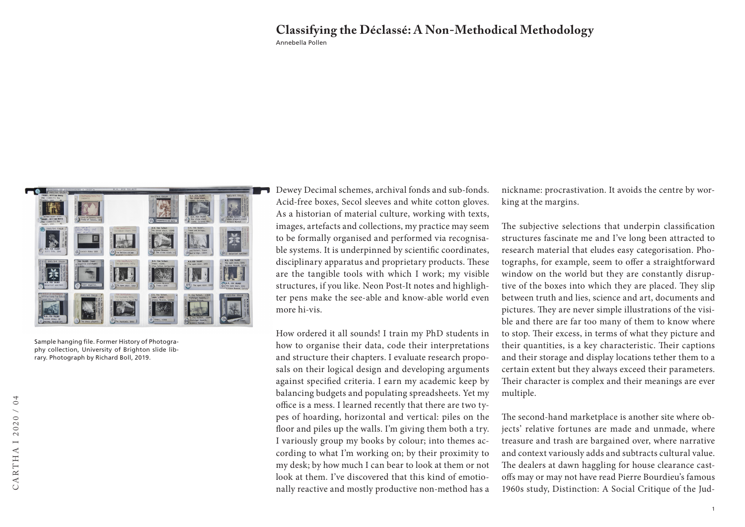# Classifying the Déclassé: A Non-Methodical Methodology

Annebella Pollen

Sample hanging file. Former History of Photography collection, University of Brighton slide library. Photograph by Richard Boll, 2019.

Dewey Decimal schemes, archival fonds and sub-fonds. Acid-free boxes, Secol sleeves and white cotton gloves. As a historian of material culture, working with texts, images, artefacts and collections, my practice may seem to be formally organised and performed via recognisable systems. It is underpinned by scientific coordinates, disciplinary apparatus and proprietary products. These are the tangible tools with which I work; my visible structures, if you like. Neon Post-It notes and highlighter pens make the see-able and know-able world even more hi-vis.

How ordered it all sounds! I train my PhD students in how to organise their data, code their interpretations and structure their chapters. I evaluate research proposals on their logical design and developing arguments against specified criteria. I earn my academic keep by balancing budgets and populating spreadsheets. Yet my office is a mess. I learned recently that there are two types of hoarding, horizontal and vertical: piles on the floor and piles up the walls. I'm giving them both a try. I variously group my books by colour; into themes according to what I'm working on; by their proximity to my desk; by how much I can bear to look at them or not look at them. I've discovered that this kind of emotionally reactive and mostly productive non-method has a nickname: procrastivation. It avoids the centre by working at the margins.

The subjective selections that underpin classification structures fascinate me and I've long been attracted to research material that eludes easy categorisation. Photographs, for example, seem to offer a straightforward window on the world but they are constantly disruptive of the boxes into which they are placed. They slip between truth and lies, science and art, documents and pictures. They are never simple illustrations of the visible and there are far too many of them to know where to stop. Their excess, in terms of what they picture and their quantities, is a key characteristic. Their captions and their storage and display locations tether them to a certain extent but they always exceed their parameters. Their character is complex and their meanings are ever multiple.

The second-hand marketplace is another site where objects' relative fortunes are made and unmade, where treasure and trash are bargained over, where narrative and context variously adds and subtracts cultural value. The dealers at dawn haggling for house clearance cast-offs may or may not have read Pierre Bourdieu's famous 1960s study, Distinction: A Social Critique of the Jud-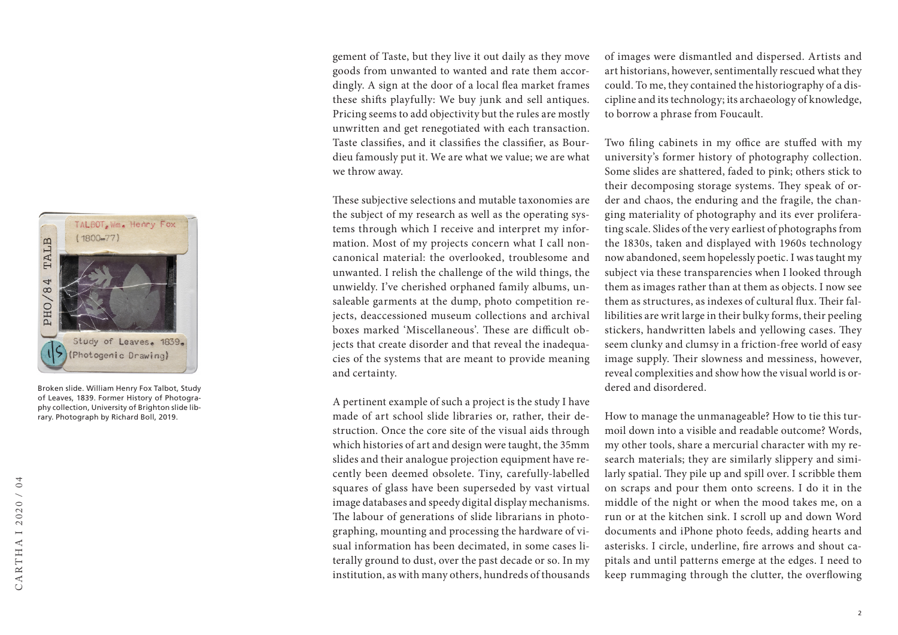gement of Taste, but they live it out daily as they move goods from unwanted to wanted and rate them accordingly. A sign at the door of a local flea market frames these shifts playfully: We buy junk and sell antiques. Pricing seems to add objectivity but the rules are mostly unwritten and get renegotiated with each transaction. Taste classifies, and it classifies the classifier, as Bourdieu famously put it. We are what we value; we are what we throw away.

These subjective selections and mutable taxonomies are the subject of my research as well as the operating systems through which I receive and interpret my information. Most of my projects concern what I call noncanonical material: the overlooked, troublesome and unwanted. I relish the challenge of the wild things, the unwieldy. I've cherished orphaned family albums, unsaleable garments at the dump, photo competition rejects, deaccessioned museum collections and archival boxes marked 'Miscellaneous'. These are difficult objects that create disorder and that reveal the inadequacies of the systems that are meant to provide meaning and certainty.

A pertinent example of such a project is the study I have made of art school slide libraries or, rather, their destruction. Once the core site of the visual aids through which histories of art and design were taught, the 35mm slides and their analogue projection equipment have recently been deemed obsolete. Tiny, carefully-labelled squares of glass have been superseded by vast virtual image databases and speedy digital display mechanisms. The labour of generations of slide librarians in photographing, mounting and processing the hardware of visual information has been decimated, in some cases literally ground to dust, over the past decade or so. In my institution, as with many others, hundreds of thousands of images were dismantled and dispersed. Artists and art historians, however, sentimentally rescued what they could. To me, they contained the historiography of a discipline and its technology; its archaeology of knowledge, to borrow a phrase from Foucault.

Broken slide. William Henry Fox Talbot, Study of Leaves, 1839. Former History of Photography collection, University of Brighton slide library. Photograph by Richard Boll, 2019.

Two filing cabinets in my office are stuffed with my university's former history of photography collection. Some slides are shattered, faded to pink; others stick to their decomposing storage systems. They speak of order and chaos, the enduring and the fragile, the changing materiality of photography and its ever proliferating scale. Slides of the very earliest of photographs from the 1830s, taken and displayed with 1960s technology now abandoned, seem hopelessly poetic. I was taught my subject via these transparencies when I looked through them as images rather than at them as objects. I now see them as structures, as indexes of cultural flux. Their fallibilities are writ large in their bulky forms, their peeling stickers, handwritten labels and yellowing cases. They seem clunky and clumsy in a friction-free world of easy image supply. Their slowness and messiness, however, reveal complexities and show how the visual world is ordered and disordered.

How to manage the unmanageable? How to tie this turmoil down into a visible and readable outcome? Words, my other tools, share a mercurial character with my research materials; they are similarly slippery and similarly spatial. They pile up and spill over. I scribble them on scraps and pour them onto screens. I do it in the middle of the night or when the mood takes me, on a run or at the kitchen sink. I scroll up and down Word documents and iPhone photo feeds, adding hearts and asterisks. I circle, underline, fire arrows and shout capitals and until patterns emerge at the edges. I need to keep rummaging through the clutter, the overflowing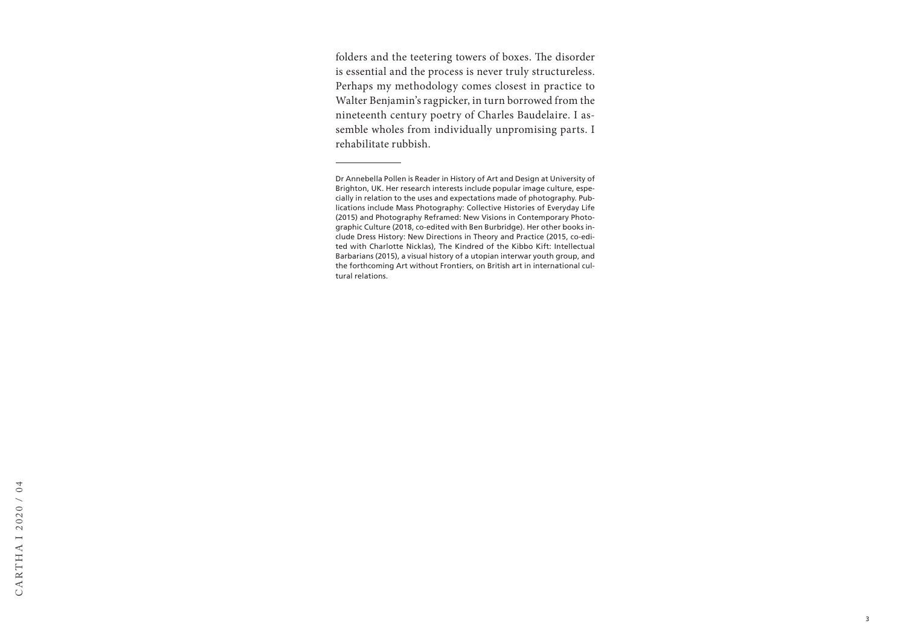folders and the teetering towers of boxes. The disorder is essential and the process is never truly structureless. Perhaps my methodology comes closest in practice to Walter Benjamin's ragpicker, in turn borrowed from the nineteenth century poetry of Charles Baudelaire. I assemble wholes from individually unpromising parts. I rehabilitate rubbish.

---

Dr Annebella Pollen is Reader in History of Art and Design at University of Brighton, UK. Her research interests include popular image culture, especially in relation to the uses and expectations made of photography. Publications include Mass Photography: Collective Histories of Everyday Life (2015) and Photography Reframed: New Visions in Contemporary Photographic Culture (2018, co-edited with Ben Burbridge). Her other books include Dress History: New Directions in Theory and Practice (2015, co-edited with Charlotte Nicklas), The Kindred of the Kibbo Kift: Intellectual Barbarians (2015), a visual history of a utopian interwar youth group, and the forthcoming Art without Frontiers, on British art in international cultural relations.